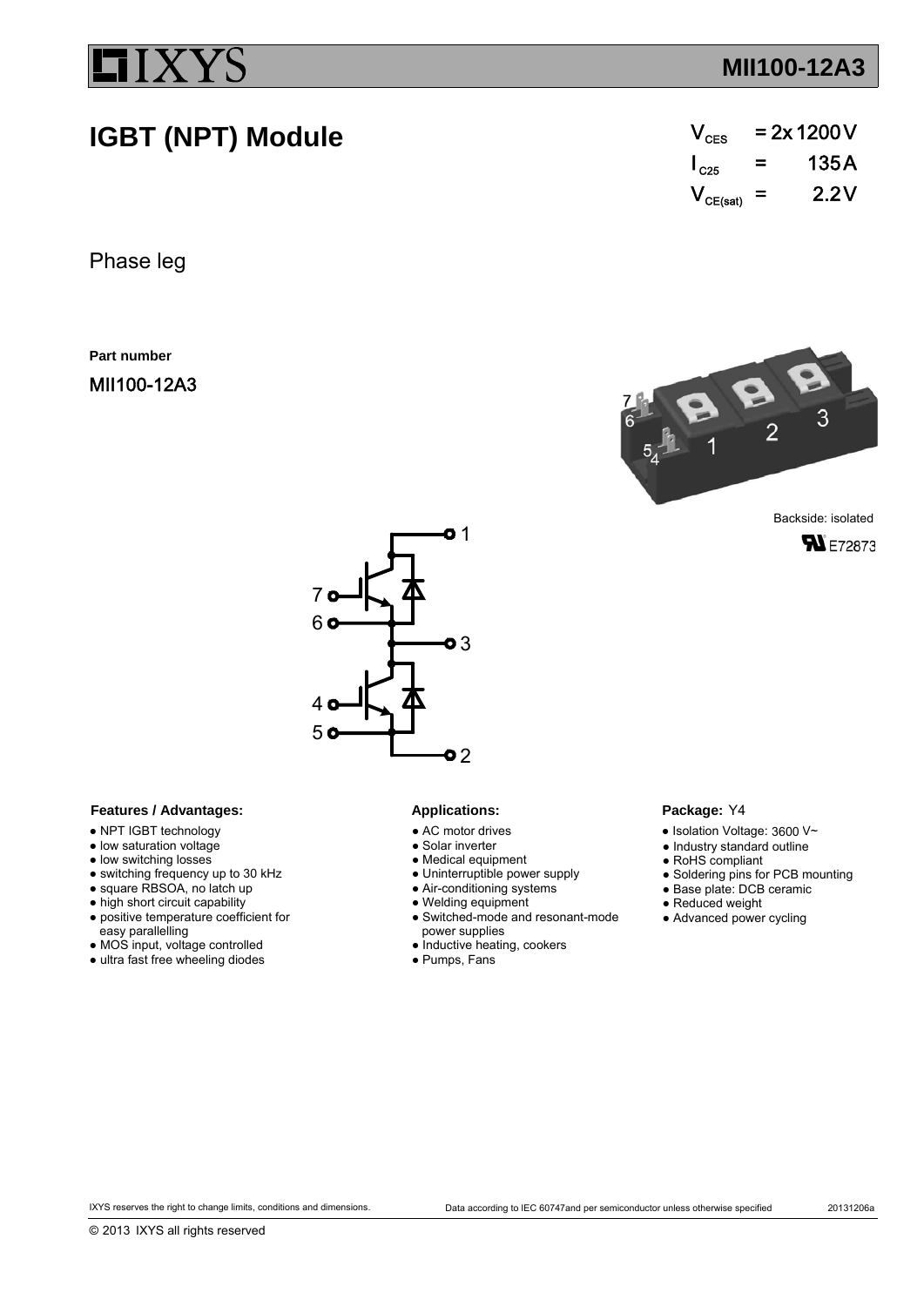# IGBT (NPT) Module

$V_{CES}$ = 2x 1200 V
$I_{C25}$ = 135 A
$V_{CE(sat)}$ = 2.2 V

Phase leg

**Part number**

MII100-12A3

Backside: isolated

E72873

### Features / Advantages:

- NPT IGBT technology
- low saturation voltage
- low switching losses
- switching frequency up to 30 kHz
- square RBSOA, no latch up
- high short circuit capability
- positive temperature coefficient for easy parallelling
- MOS input, voltage controlled
- ultra fast free wheeling diodes

### Applications:

- AC motor drives
- Solar inverter
- Medical equipment
- Uninterruptible power supply
- Air-conditioning systems
- Welding equipment
- Switched-mode and resonant-mode power supplies
- Inductive heating, cookers
- Pumps, Fans

### Package: Y4

- Isolation Voltage: 3600 V~
- Industry standard outline
- RoHS compliant
- Soldering pins for PCB mounting
- Base plate: DCB ceramic
- Reduced weight
- Advanced power cycling

IXYS reserves the right to change limits, conditions and dimensions.

Data according to IEC 60747and per semiconductor unless otherwise specified

20131206a

© 2013 IXYS all rights reserved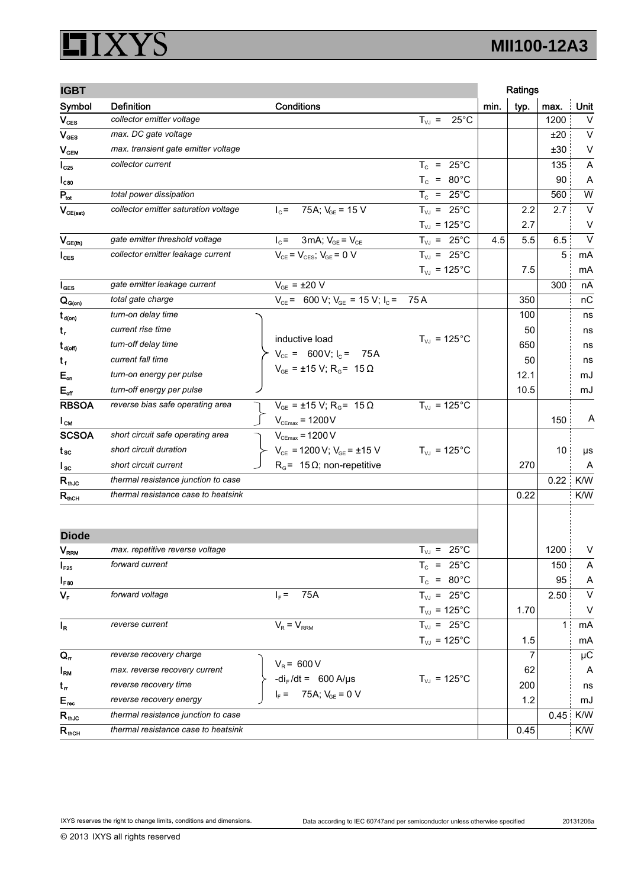## IGBT

| Symbol | Definition | Conditions | | min. | typ. | max. | Unit |
|---|---|---|---|---|---|---|---|
| $V_{CES}$ | *collector emitter voltage* | | $T_{VJ}$ = 25°C | | | 1200 | V |
| $V_{GES}$ | *max. DC gate voltage* | | | | | ±20 | V |
| $V_{GEM}$ | *max. transient gate emitter voltage* | | | | | ±30 | V |
| $I_{C25}$ | *collector current* | | $T_C$ = 25°C | | | 135 | A |
| $I_{C80}$ | | | $T_C$ = 80°C | | | 90 | A |
| $P_{tot}$ | *total power dissipation* | | $T_C$ = 25°C | | | 560 | W |
| $V_{CE(sat)}$ | *collector emitter saturation voltage* | $I_C$ = 75A; $V_{GE}$ = 15 V | $T_{VJ}$ = 25°C | | 2.2 | 2.7 | V |
| | | | $T_{VJ}$ = 125°C | | 2.7 | | V |
| $V_{GE(th)}$ | *gate emitter threshold voltage* | $I_C$ = 3mA; $V_{GE}$ = $V_{CE}$ | $T_{VJ}$ = 25°C | 4.5 | 5.5 | 6.5 | V |
| $I_{CES}$ | *collector emitter leakage current* | $V_{CE}$ = $V_{CES}$; $V_{GE}$ = 0 V | $T_{VJ}$ = 25°C | | | 5 | mA |
| | | | $T_{VJ}$ = 125°C | | 7.5 | | mA |
| $I_{GES}$ | *gate emitter leakage current* | $V_{GE}$ = ±20 V | | | | 300 | nA |
| $Q_{G(on)}$ | *total gate charge* | $V_{CE}$ = 600 V; $V_{GE}$ = 15 V; $I_C$ = 75 A | | | 350 | | nC |
| $t_{d(on)}$ | *turn-on delay time* | inductive load | $T_{VJ}$ = 125°C | | 100 | | ns |
| $t_r$ | *current rise time* | $V_{CE}$ = 600V; $I_C$ = 75A | | | 50 | | ns |
| $t_{d(off)}$ | *turn-off delay time* | $V_{GE}$ = ±15 V; $R_G$ = 15 Ω | | | 650 | | ns |
| $t_f$ | *current fall time* | | | | 50 | | ns |
| $E_{on}$ | *turn-on energy per pulse* | | | | 12.1 | | mJ |
| $E_{off}$ | *turn-off energy per pulse* | | | | 10.5 | | mJ |
| **RBSOA** | *reverse bias safe operating area* | $V_{GE}$ = ±15 V; $R_G$ = 15 Ω | $T_{VJ}$ = 125°C | | | | |
| $I_{CM}$ | | $V_{CEmax}$ = 1200 V | | | | 150 | A |
| **SCSOA** | *short circuit safe operating area* | $V_{CEmax}$ = 1200 V | | | | | |
| $t_{SC}$ | *short circuit duration* | $V_{CE}$ = 1200 V; $V_{GE}$ = ±15 V | $T_{VJ}$ = 125°C | | | 10 | µs |
| $I_{SC}$ | *short circuit current* | $R_G$ = 15 Ω; non-repetitive | | | 270 | | A |
| $R_{thJC}$ | *thermal resistance junction to case* | | | | | 0.22 | K/W |
| $R_{thCH}$ | *thermal resistance case to heatsink* | | | | 0.22 | | K/W |

## Diode

| Symbol | Definition | Conditions | | min. | typ. | max. | Unit |
|---|---|---|---|---|---|---|---|
| $V_{RRM}$ | *max. repetitive reverse voltage* | | $T_{VJ}$ = 25°C | | | 1200 | V |
| $I_{F25}$ | *forward current* | | $T_C$ = 25°C | | | 150 | A |
| $I_{F80}$ | | | $T_C$ = 80°C | | | 95 | A |
| $V_F$ | *forward voltage* | $I_F$ = 75A | $T_{VJ}$ = 25°C | | | 2.50 | V |
| | | | $T_{VJ}$ = 125°C | | 1.70 | | V |
| $I_R$ | *reverse current* | $V_R$ = $V_{RRM}$ | $T_{VJ}$ = 25°C | | | 1 | mA |
| | | | $T_{VJ}$ = 125°C | | 1.5 | | mA |
| $Q_{rr}$ | *reverse recovery charge* | $V_R$ = 600 V | $T_{VJ}$ = 125°C | | 7 | | µC |
| $I_{RM}$ | *max. reverse recovery current* | $-di_F/dt$ = 600 A/µs | | | 62 | | A |
| $t_{rr}$ | *reverse recovery time* | $I_F$ = 75A; $V_{GE}$ = 0 V | | | 200 | | ns |
| $E_{rec}$ | *reverse recovery energy* | | | | 1.2 | | mJ |
| $R_{thJC}$ | *thermal resistance junction to case* | | | | | 0.45 | K/W |
| $R_{thCH}$ | *thermal resistance case to heatsink* | | | | 0.45 | | K/W |

IXYS reserves the right to change limits, conditions and dimensions. Data according to IEC 60747and per semiconductor unless otherwise specified 20131206a

© 2013 IXYS all rights reserved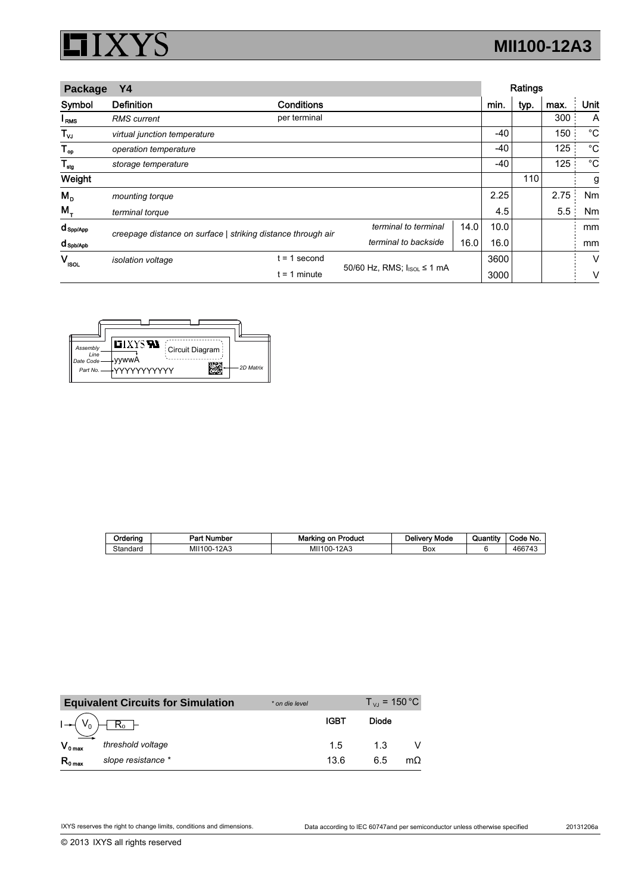| Package Y4 | | | | | Ratings | | | |
|---|---|---|---|---|---|---|---|---|
| Symbol | Definition | Conditions | | | min. | typ. | max. | Unit |
| $I_{RMS}$ | *RMS current* | per terminal | | | | | 300 | A |
| $T_{VJ}$ | *virtual junction temperature* | | | | -40 | | 150 | °C |
| $T_{op}$ | *operation temperature* | | | | -40 | | 125 | °C |
| $T_{stg}$ | *storage temperature* | | | | -40 | | 125 | °C |
| **Weight** | | | | | | 110 | | g |
| $M_D$ | *mounting torque* | | | | 2.25 | | 2.75 | Nm |
| $M_T$ | *terminal torque* | | | | 4.5 | | 5.5 | Nm |
| $d_{Spp/App}$ | *creepage distance on surface \| striking distance through air* | | *terminal to terminal* | 14.0 | 10.0 | | | mm |
| $d_{Spb/Apb}$ | | | *terminal to backside* | 16.0 | 16.0 | | | mm |
| $V_{ISOL}$ | *isolation voltage* | t = 1 second | 50/60 Hz, RMS; $I_{ISOL}$ ≤ 1 mA | | 3600 | | | V |
| | | t = 1 minute | | | 3000 | | | V |

Assembly Line — Date Code: yywwA — Part No.: YYYYYYYYYYY — Circuit Diagram — 2D Matrix

| Ordering | Part Number | Marking on Product | Delivery Mode | Quantity | Code No. |
|---|---|---|---|---|---|
| Standard | MII100-12A3 | MII100-12A3 | Box | 6 | 466743 |

| Equivalent Circuits for Simulation | * on die level | | $T_{VJ}$ = 150 °C | |
|---|---|---|---|---|
| | | IGBT | Diode | |
| $V_{0\,max}$ | *threshold voltage* | 1.5 | 1.3 | V |
| $R_{0\,max}$ | *slope resistance* * | 13.6 | 6.5 | mΩ |

IXYS reserves the right to change limits, conditions and dimensions.

Data according to IEC 60747and per semiconductor unless otherwise specified

20131206a

© 2013 IXYS all rights reserved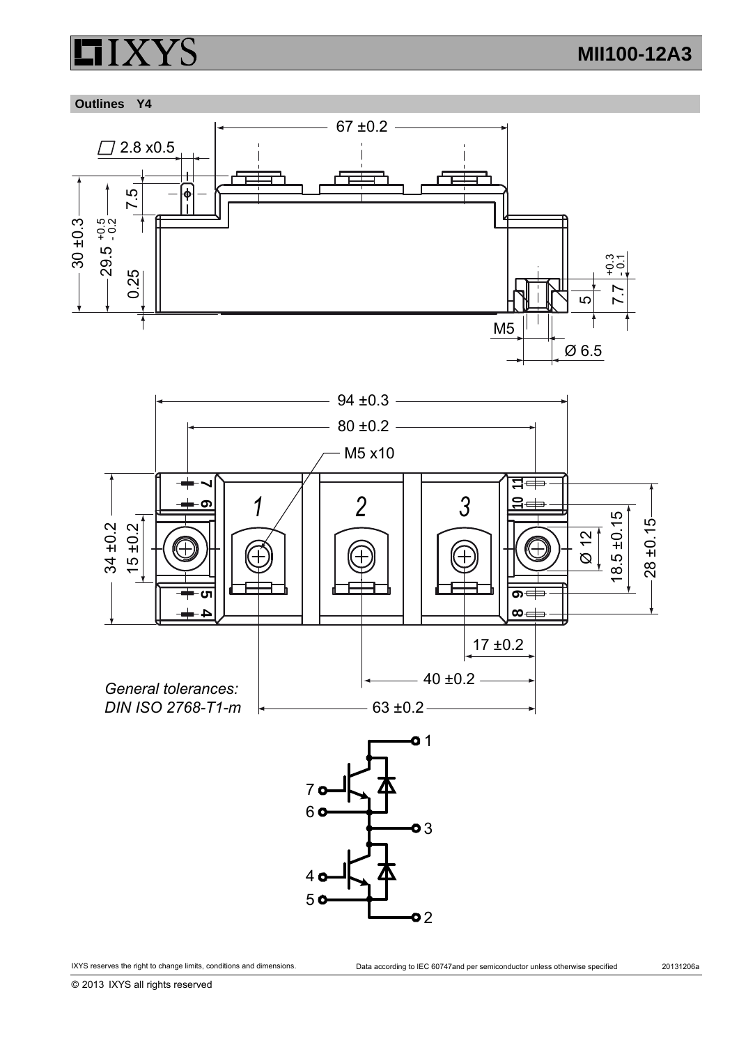## Outlines Y4

67 ±0.2

2.8 x0.5

7.5

30 ±0.3

29.5 $^{+0.5}_{-0.2}$

0.25

$^{+0.3}_{-0.1}$

5

7.7

M5

Ø 6.5

94 ±0.3

80 ±0.2

M5 x10

34 ±0.2

15 ±0.2

Ø 12

18.5 ±0.15

28 ±0.15

17 ±0.2

40 ±0.2

63 ±0.2

*General tolerances:*
*DIN ISO 2768-T1-m*

IXYS reserves the right to change limits, conditions and dimensions.

Data according to IEC 60747and per semiconductor unless otherwise specified

20131206a

© 2013 IXYS all rights reserved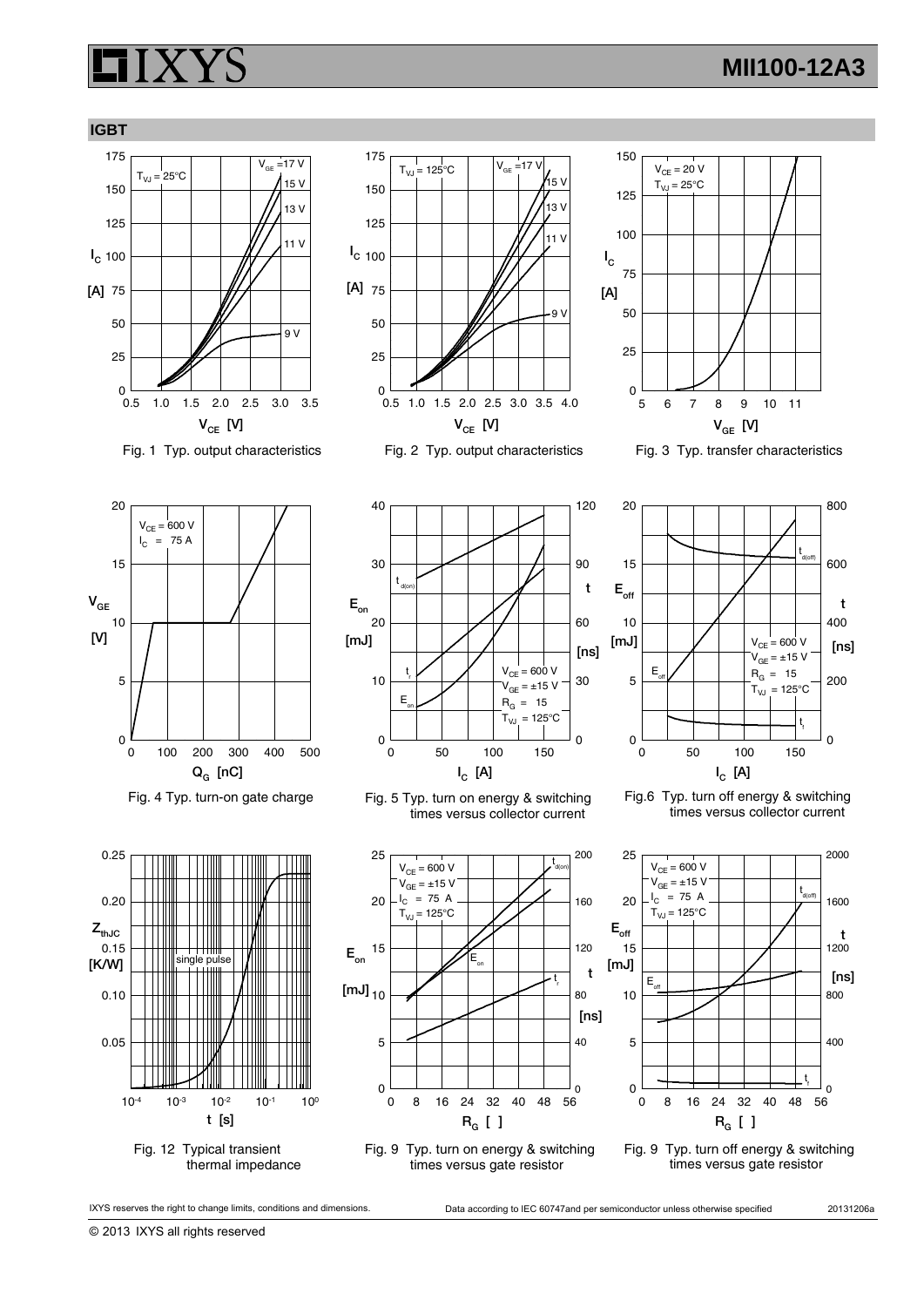## IGBT

Fig. 1 Typ. output characteristics

Fig. 2 Typ. output characteristics

Fig. 3 Typ. transfer characteristics

Fig. 4 Typ. turn-on gate charge

Fig. 5 Typ. turn on energy & switching times versus collector current

Fig.6 Typ. turn off energy & switching times versus collector current

Fig. 12 Typical transient thermal impedance

Fig. 9 Typ. turn on energy & switching times versus gate resistor

Fig. 9 Typ. turn off energy & switching times versus gate resistor

IXYS reserves the right to change limits, conditions and dimensions.

Data according to IEC 60747and per semiconductor unless otherwise specified

20131206a

© 2013 IXYS all rights reserved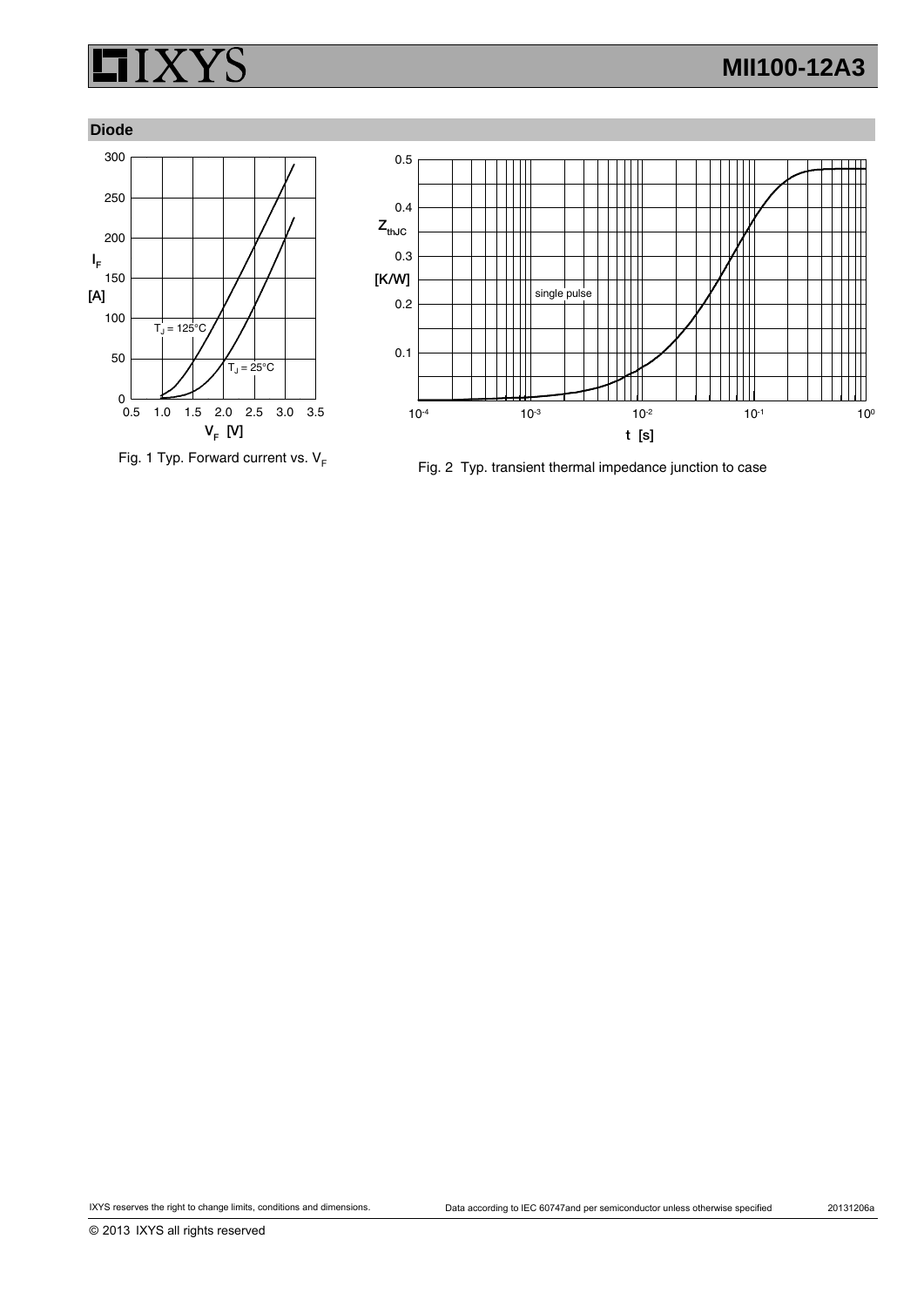## Diode

300
250
200
$I_F$
[A]
150
100
50
0
0.5 1.0 1.5 2.0 2.5 3.0 3.5
$V_F$ [V]
$T_J$ = 125°C
$T_J$ = 25°C

Fig. 1 Typ. Forward current vs. $V_F$

0.5
0.4
$Z_{thJC}$
0.3
[K/W]
0.2
0.1
$10^{-4}$ $10^{-3}$ $10^{-2}$ $10^{-1}$ $10^{0}$
t [s]
single pulse

Fig. 2 Typ. transient thermal impedance junction to case

IXYS reserves the right to change limits, conditions and dimensions.

Data according to IEC 60747and per semiconductor unless otherwise specified

20131206a

© 2013 IXYS all rights reserved